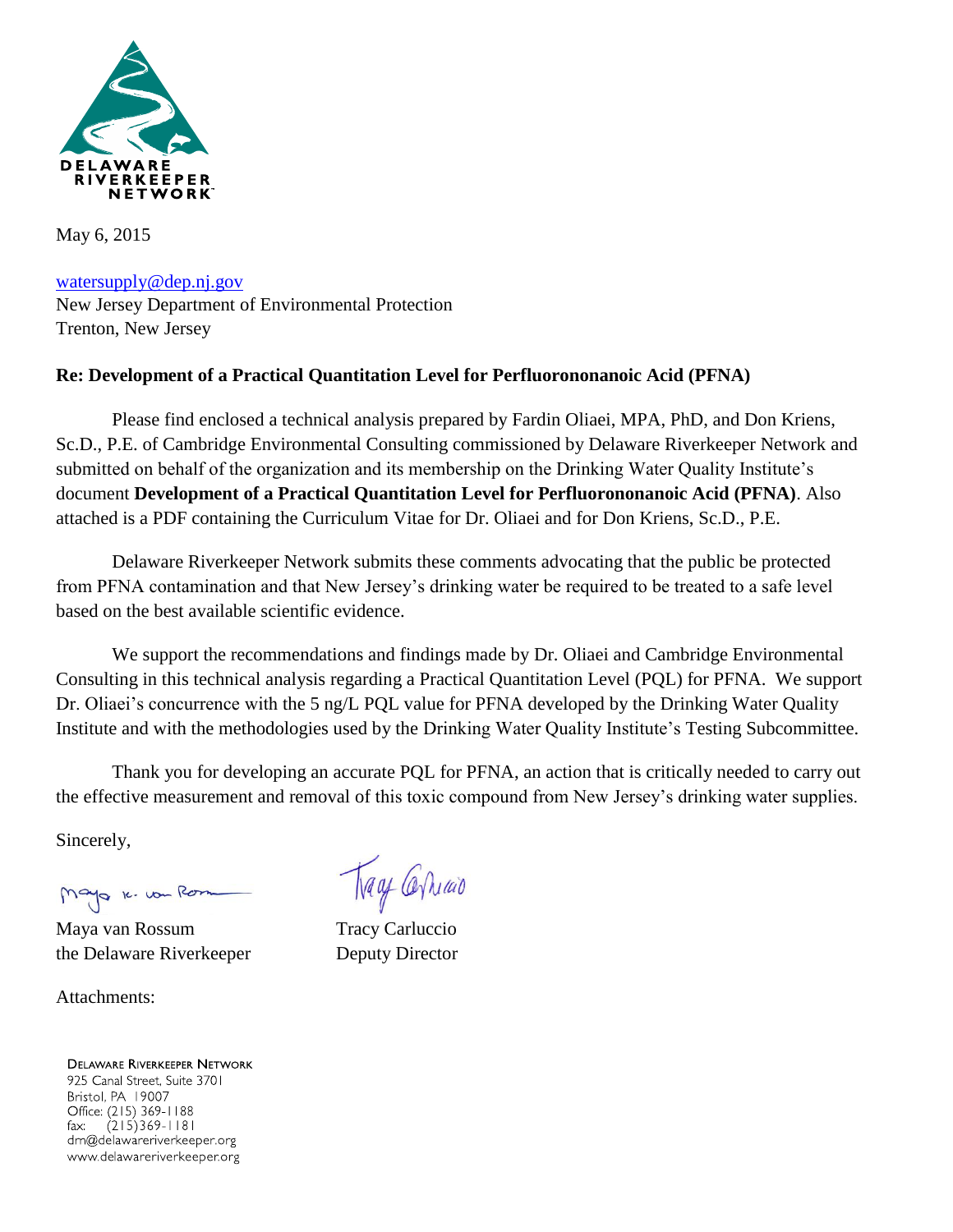DELAWARE RIVERKEEPER NETWORK

May 6, 2015

watersupply@dep.nj.gov
New Jersey Department of Environmental Protection
Trenton, New Jersey

**Re: Development of a Practical Quantitation Level for Perfluorononanoic Acid (PFNA)**

Please find enclosed a technical analysis prepared by Fardin Oliaei, MPA, PhD, and Don Kriens, Sc.D., P.E. of Cambridge Environmental Consulting commissioned by Delaware Riverkeeper Network and submitted on behalf of the organization and its membership on the Drinking Water Quality Institute's document **Development of a Practical Quantitation Level for Perfluorononanoic Acid (PFNA)**. Also attached is a PDF containing the Curriculum Vitae for Dr. Oliaei and for Don Kriens, Sc.D., P.E.

Delaware Riverkeeper Network submits these comments advocating that the public be protected from PFNA contamination and that New Jersey's drinking water be required to be treated to a safe level based on the best available scientific evidence.

We support the recommendations and findings made by Dr. Oliaei and Cambridge Environmental Consulting in this technical analysis regarding a Practical Quantitation Level (PQL) for PFNA. We support Dr. Oliaei's concurrence with the 5 ng/L PQL value for PFNA developed by the Drinking Water Quality Institute and with the methodologies used by the Drinking Water Quality Institute's Testing Subcommittee.

Thank you for developing an accurate PQL for PFNA, an action that is critically needed to carry out the effective measurement and removal of this toxic compound from New Jersey's drinking water supplies.

Sincerely,

| | |
|---|---|
| Maya van Rossum | Tracy Carluccio |
| the Delaware Riverkeeper | Deputy Director |

Attachments:

DELAWARE RIVERKEEPER NETWORK
925 Canal Street, Suite 3701
Bristol, PA 19007
Office: (215) 369-1188
fax: (215)369-1181
drn@delawareriverkeeper.org
www.delawareriverkeeper.org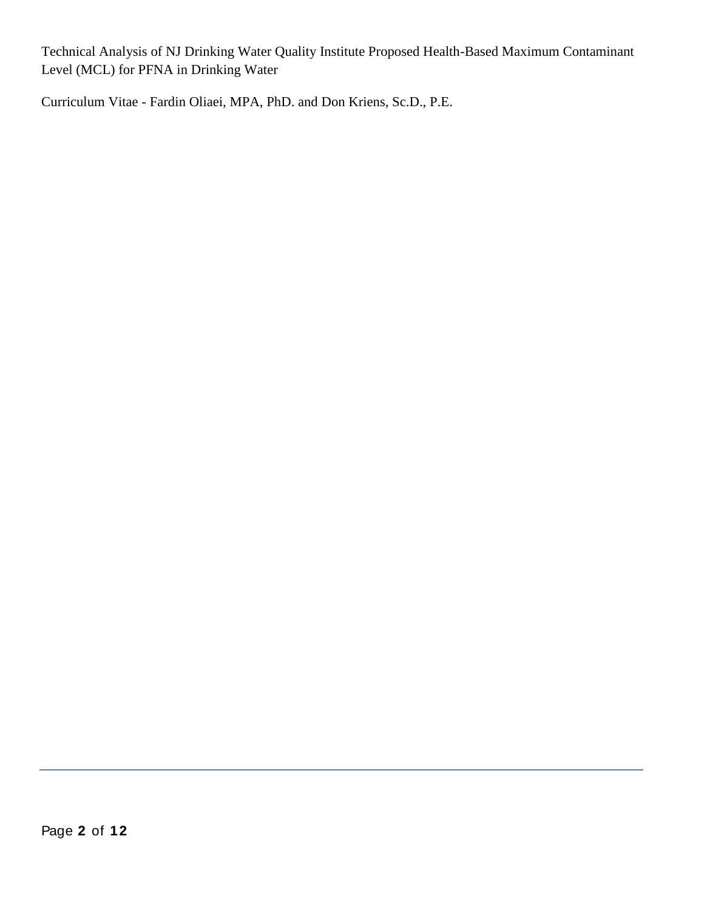Technical Analysis of NJ Drinking Water Quality Institute Proposed Health-Based Maximum Contaminant Level (MCL) for PFNA in Drinking Water

Curriculum Vitae - Fardin Oliaei, MPA, PhD. and Don Kriens, Sc.D., P.E.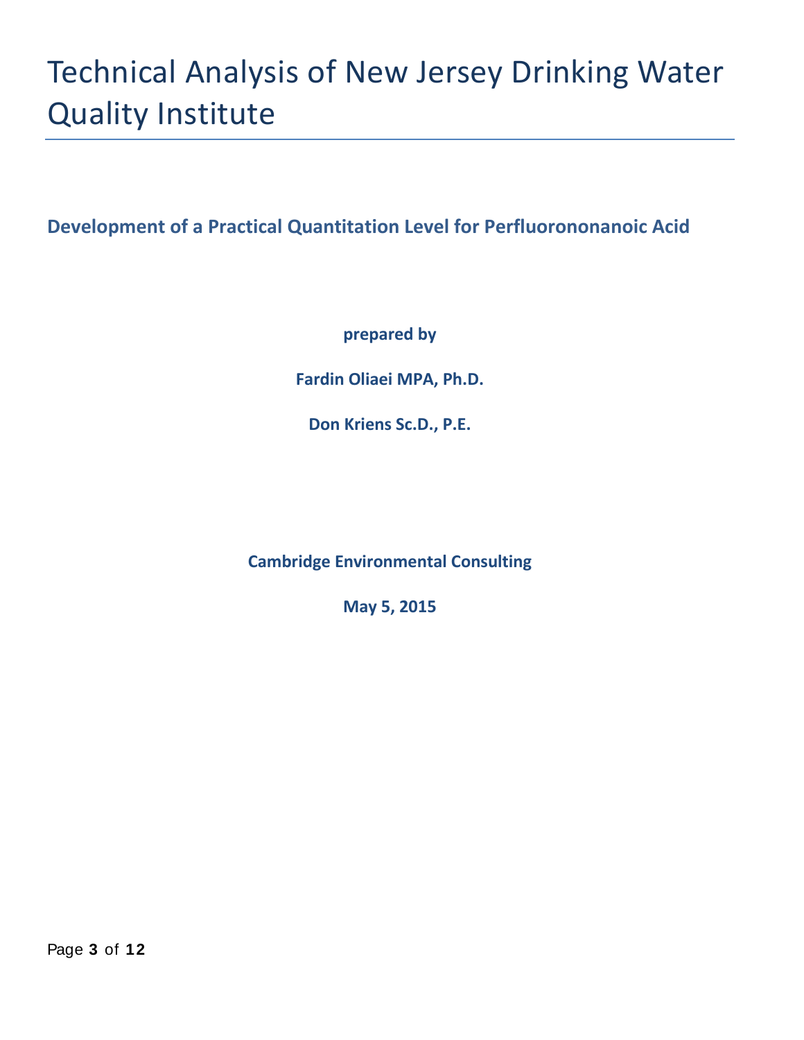# Technical Analysis of New Jersey Drinking Water Quality Institute

## Development of a Practical Quantitation Level for Perfluorononanoic Acid

**prepared by**

**Fardin Oliaei MPA, Ph.D.**

**Don Kriens Sc.D., P.E.**

**Cambridge Environmental Consulting**

**May 5, 2015**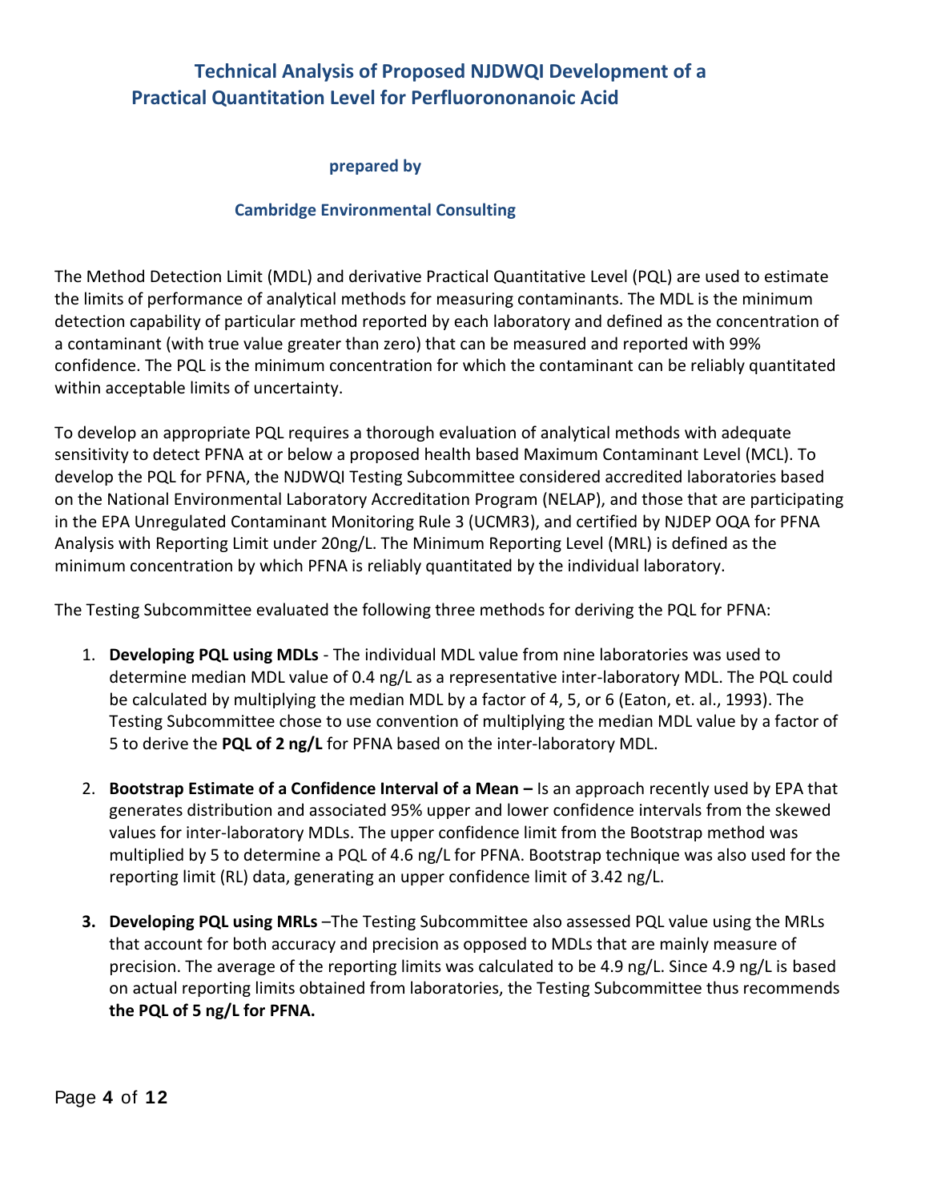# Technical Analysis of Proposed NJDWQI Development of a Practical Quantitation Level for Perfluorononanoic Acid

**prepared by**

**Cambridge Environmental Consulting**

The Method Detection Limit (MDL) and derivative Practical Quantitative Level (PQL) are used to estimate the limits of performance of analytical methods for measuring contaminants. The MDL is the minimum detection capability of particular method reported by each laboratory and defined as the concentration of a contaminant (with true value greater than zero) that can be measured and reported with 99% confidence. The PQL is the minimum concentration for which the contaminant can be reliably quantitated within acceptable limits of uncertainty.

To develop an appropriate PQL requires a thorough evaluation of analytical methods with adequate sensitivity to detect PFNA at or below a proposed health based Maximum Contaminant Level (MCL). To develop the PQL for PFNA, the NJDWQI Testing Subcommittee considered accredited laboratories based on the National Environmental Laboratory Accreditation Program (NELAP), and those that are participating in the EPA Unregulated Contaminant Monitoring Rule 3 (UCMR3), and certified by NJDEP OQA for PFNA Analysis with Reporting Limit under 20ng/L. The Minimum Reporting Level (MRL) is defined as the minimum concentration by which PFNA is reliably quantitated by the individual laboratory.

The Testing Subcommittee evaluated the following three methods for deriving the PQL for PFNA:

1. **Developing PQL using MDLs** - The individual MDL value from nine laboratories was used to determine median MDL value of 0.4 ng/L as a representative inter-laboratory MDL. The PQL could be calculated by multiplying the median MDL by a factor of 4, 5, or 6 (Eaton, et. al., 1993). The Testing Subcommittee chose to use convention of multiplying the median MDL value by a factor of 5 to derive the **PQL of 2 ng/L** for PFNA based on the inter-laboratory MDL.

2. **Bootstrap Estimate of a Confidence Interval of a Mean –** Is an approach recently used by EPA that generates distribution and associated 95% upper and lower confidence intervals from the skewed values for inter-laboratory MDLs. The upper confidence limit from the Bootstrap method was multiplied by 5 to determine a PQL of 4.6 ng/L for PFNA. Bootstrap technique was also used for the reporting limit (RL) data, generating an upper confidence limit of 3.42 ng/L.

3. **Developing PQL using MRLs** –The Testing Subcommittee also assessed PQL value using the MRLs that account for both accuracy and precision as opposed to MDLs that are mainly measure of precision. The average of the reporting limits was calculated to be 4.9 ng/L. Since 4.9 ng/L is based on actual reporting limits obtained from laboratories, the Testing Subcommittee thus recommends **the PQL of 5 ng/L for PFNA.**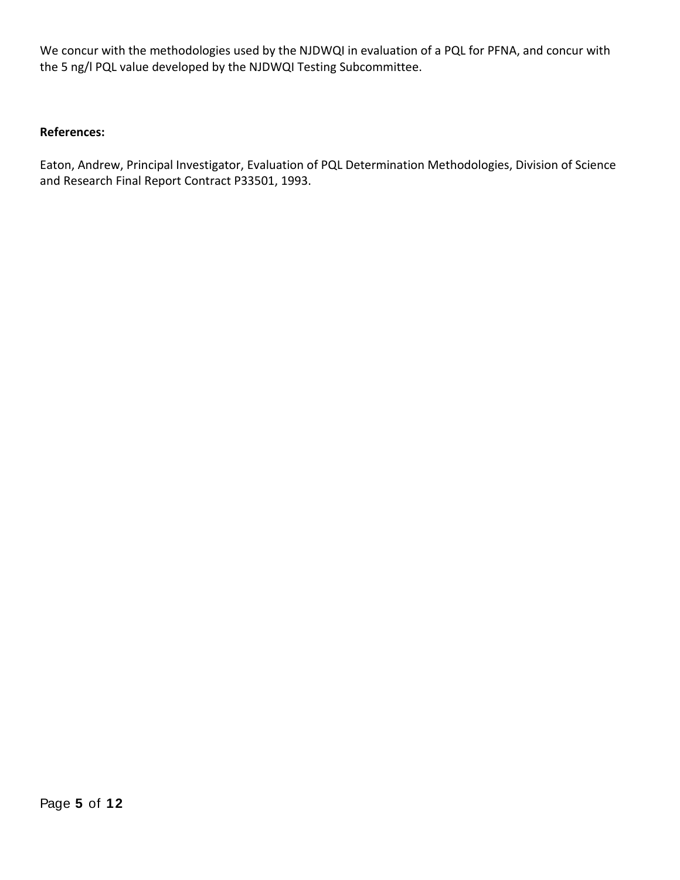We concur with the methodologies used by the NJDWQI in evaluation of a PQL for PFNA, and concur with the 5 ng/l PQL value developed by the NJDWQI Testing Subcommittee.

**References:**

Eaton, Andrew, Principal Investigator, Evaluation of PQL Determination Methodologies, Division of Science and Research Final Report Contract P33501, 1993.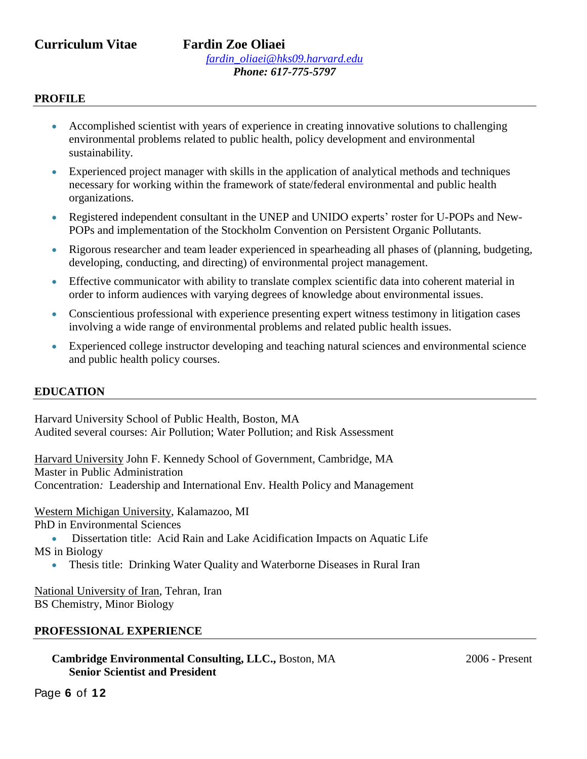**Curriculum Vitae Fardin Zoe Oliaei**

*fardin_oliaei@hks09.harvard.edu*

***Phone: 617-775-5797***

## PROFILE

- Accomplished scientist with years of experience in creating innovative solutions to challenging environmental problems related to public health, policy development and environmental sustainability.
- Experienced project manager with skills in the application of analytical methods and techniques necessary for working within the framework of state/federal environmental and public health organizations.
- Registered independent consultant in the UNEP and UNIDO experts' roster for U-POPs and New-POPs and implementation of the Stockholm Convention on Persistent Organic Pollutants.
- Rigorous researcher and team leader experienced in spearheading all phases of (planning, budgeting, developing, conducting, and directing) of environmental project management.
- Effective communicator with ability to translate complex scientific data into coherent material in order to inform audiences with varying degrees of knowledge about environmental issues.
- Conscientious professional with experience presenting expert witness testimony in litigation cases involving a wide range of environmental problems and related public health issues.
- Experienced college instructor developing and teaching natural sciences and environmental science and public health policy courses.

## EDUCATION

Harvard University School of Public Health, Boston, MA
Audited several courses: Air Pollution; Water Pollution; and Risk Assessment

Harvard University John F. Kennedy School of Government, Cambridge, MA
Master in Public Administration
Concentration: Leadership and International Env. Health Policy and Management

Western Michigan University, Kalamazoo, MI
PhD in Environmental Sciences

- Dissertation title: Acid Rain and Lake Acidification Impacts on Aquatic Life

MS in Biology

- Thesis title: Drinking Water Quality and Waterborne Diseases in Rural Iran

National University of Iran, Tehran, Iran
BS Chemistry, Minor Biology

## PROFESSIONAL EXPERIENCE

**Cambridge Environmental Consulting, LLC.,** Boston, MA — 2006 - Present
**Senior Scientist and President**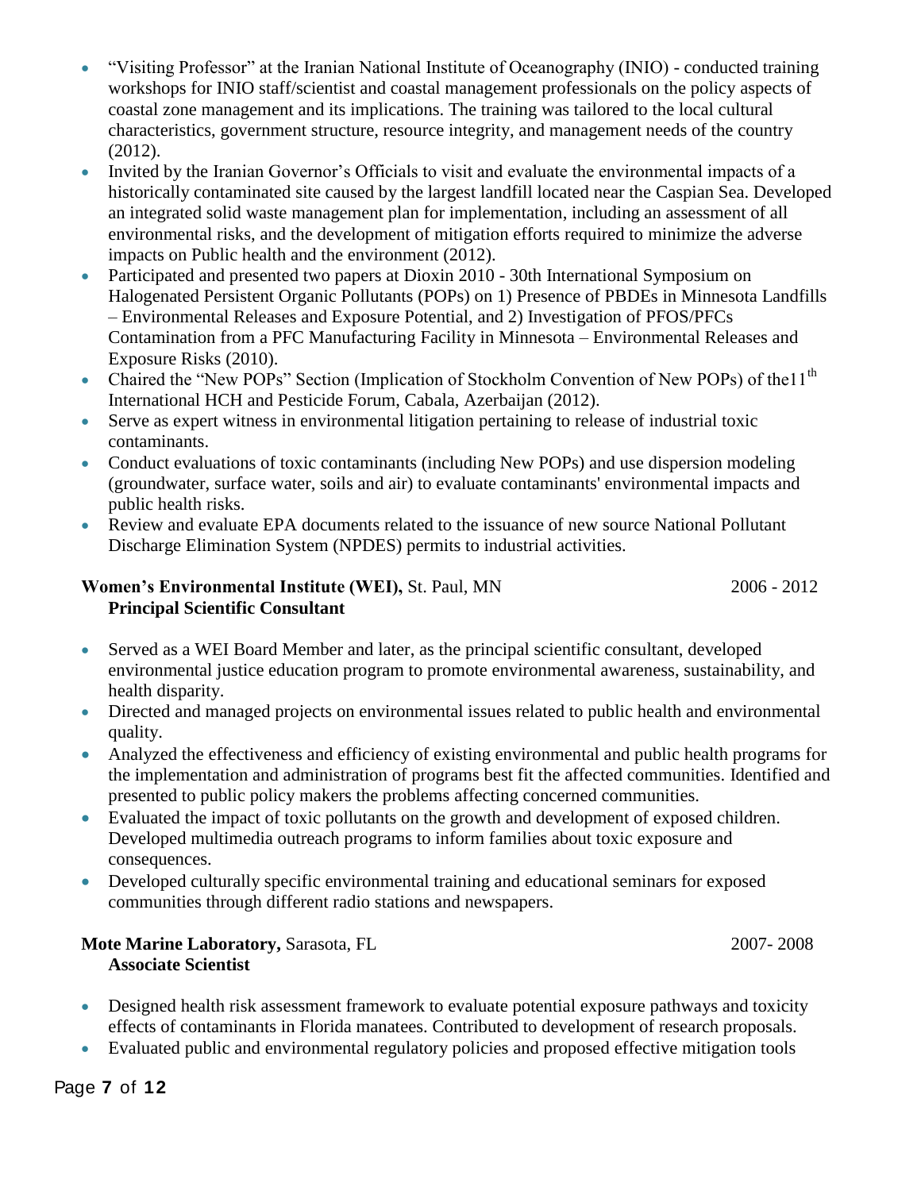- "Visiting Professor" at the Iranian National Institute of Oceanography (INIO) - conducted training workshops for INIO staff/scientist and coastal management professionals on the policy aspects of coastal zone management and its implications. The training was tailored to the local cultural characteristics, government structure, resource integrity, and management needs of the country (2012).
- Invited by the Iranian Governor's Officials to visit and evaluate the environmental impacts of a historically contaminated site caused by the largest landfill located near the Caspian Sea. Developed an integrated solid waste management plan for implementation, including an assessment of all environmental risks, and the development of mitigation efforts required to minimize the adverse impacts on Public health and the environment (2012).
- Participated and presented two papers at Dioxin 2010 - 30th International Symposium on Halogenated Persistent Organic Pollutants (POPs) on 1) Presence of PBDEs in Minnesota Landfills – Environmental Releases and Exposure Potential, and 2) Investigation of PFOS/PFCs Contamination from a PFC Manufacturing Facility in Minnesota – Environmental Releases and Exposure Risks (2010).
- Chaired the "New POPs" Section (Implication of Stockholm Convention of New POPs) of the11th International HCH and Pesticide Forum, Cabala, Azerbaijan (2012).
- Serve as expert witness in environmental litigation pertaining to release of industrial toxic contaminants.
- Conduct evaluations of toxic contaminants (including New POPs) and use dispersion modeling (groundwater, surface water, soils and air) to evaluate contaminants' environmental impacts and public health risks.
- Review and evaluate EPA documents related to the issuance of new source National Pollutant Discharge Elimination System (NPDES) permits to industrial activities.

**Women's Environmental Institute (WEI),** St. Paul, MN 2006 - 2012
**Principal Scientific Consultant**

- Served as a WEI Board Member and later, as the principal scientific consultant, developed environmental justice education program to promote environmental awareness, sustainability, and health disparity.
- Directed and managed projects on environmental issues related to public health and environmental quality.
- Analyzed the effectiveness and efficiency of existing environmental and public health programs for the implementation and administration of programs best fit the affected communities. Identified and presented to public policy makers the problems affecting concerned communities.
- Evaluated the impact of toxic pollutants on the growth and development of exposed children. Developed multimedia outreach programs to inform families about toxic exposure and consequences.
- Developed culturally specific environmental training and educational seminars for exposed communities through different radio stations and newspapers.

**Mote Marine Laboratory,** Sarasota, FL 2007- 2008
**Associate Scientist**

- Designed health risk assessment framework to evaluate potential exposure pathways and toxicity effects of contaminants in Florida manatees. Contributed to development of research proposals.
- Evaluated public and environmental regulatory policies and proposed effective mitigation tools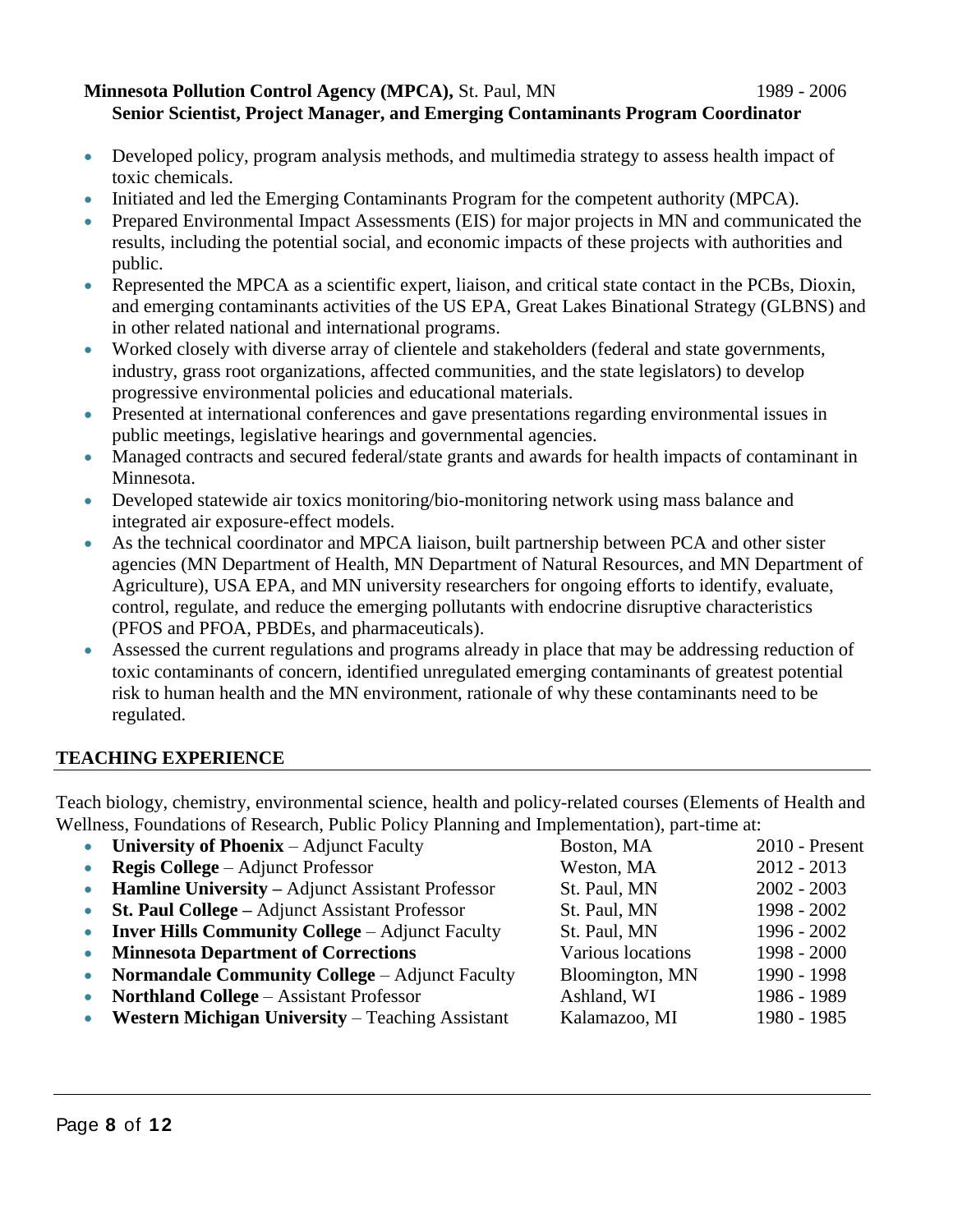**Minnesota Pollution Control Agency (MPCA),** St. Paul, MN 1989 - 2006
**Senior Scientist, Project Manager, and Emerging Contaminants Program Coordinator**

- Developed policy, program analysis methods, and multimedia strategy to assess health impact of toxic chemicals.
- Initiated and led the Emerging Contaminants Program for the competent authority (MPCA).
- Prepared Environmental Impact Assessments (EIS) for major projects in MN and communicated the results, including the potential social, and economic impacts of these projects with authorities and public.
- Represented the MPCA as a scientific expert, liaison, and critical state contact in the PCBs, Dioxin, and emerging contaminants activities of the US EPA, Great Lakes Binational Strategy (GLBNS) and in other related national and international programs.
- Worked closely with diverse array of clientele and stakeholders (federal and state governments, industry, grass root organizations, affected communities, and the state legislators) to develop progressive environmental policies and educational materials.
- Presented at international conferences and gave presentations regarding environmental issues in public meetings, legislative hearings and governmental agencies.
- Managed contracts and secured federal/state grants and awards for health impacts of contaminant in Minnesota.
- Developed statewide air toxics monitoring/bio-monitoring network using mass balance and integrated air exposure-effect models.
- As the technical coordinator and MPCA liaison, built partnership between PCA and other sister agencies (MN Department of Health, MN Department of Natural Resources, and MN Department of Agriculture), USA EPA, and MN university researchers for ongoing efforts to identify, evaluate, control, regulate, and reduce the emerging pollutants with endocrine disruptive characteristics (PFOS and PFOA, PBDEs, and pharmaceuticals).
- Assessed the current regulations and programs already in place that may be addressing reduction of toxic contaminants of concern, identified unregulated emerging contaminants of greatest potential risk to human health and the MN environment, rationale of why these contaminants need to be regulated.

## TEACHING EXPERIENCE

Teach biology, chemistry, environmental science, health and policy-related courses (Elements of Health and Wellness, Foundations of Research, Public Policy Planning and Implementation), part-time at:

- **University of Phoenix** – Adjunct Faculty Boston, MA 2010 - Present
- **Regis College** – Adjunct Professor Weston, MA 2012 - 2013
- **Hamline University –** Adjunct Assistant Professor St. Paul, MN 2002 - 2003
- **St. Paul College –** Adjunct Assistant Professor St. Paul, MN 1998 - 2002
- **Inver Hills Community College** – Adjunct Faculty St. Paul, MN 1996 - 2002
- **Minnesota Department of Corrections** Various locations 1998 - 2000
- **Normandale Community College** – Adjunct Faculty Bloomington, MN 1990 - 1998
- **Northland College** – Assistant Professor Ashland, WI 1986 - 1989
- **Western Michigan University** – Teaching Assistant Kalamazoo, MI 1980 - 1985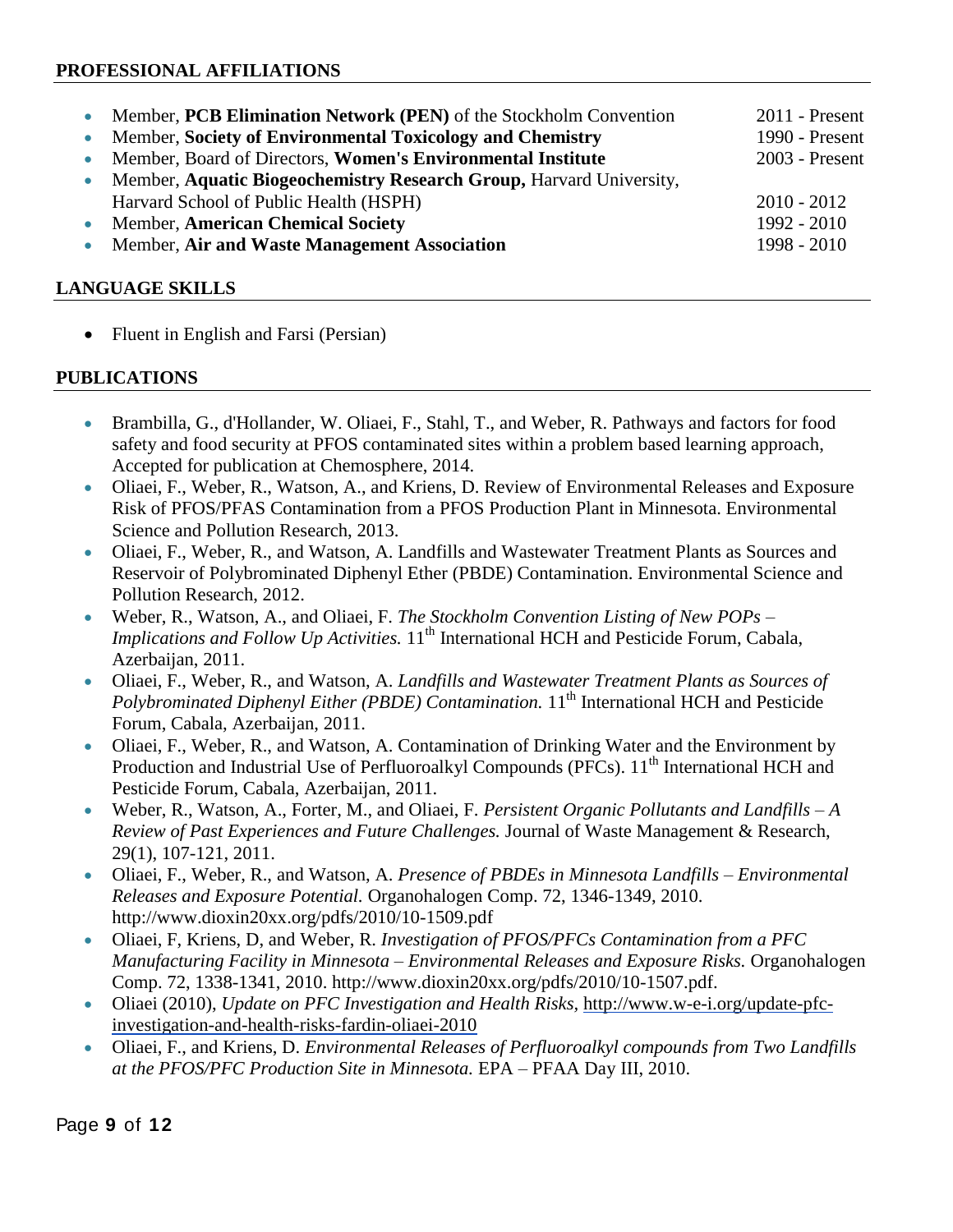## PROFESSIONAL AFFILIATIONS

- Member, **PCB Elimination Network (PEN)** of the Stockholm Convention — 2011 - Present
- Member, **Society of Environmental Toxicology and Chemistry** — 1990 - Present
- Member, Board of Directors, **Women's Environmental Institute** — 2003 - Present
- Member, **Aquatic Biogeochemistry Research Group,** Harvard University, Harvard School of Public Health (HSPH) — 2010 - 2012
- Member, **American Chemical Society** — 1992 - 2010
- Member, **Air and Waste Management Association** — 1998 - 2010

## LANGUAGE SKILLS

- Fluent in English and Farsi (Persian)

## PUBLICATIONS

- Brambilla, G., d'Hollander, W. Oliaei, F., Stahl, T., and Weber, R. Pathways and factors for food safety and food security at PFOS contaminated sites within a problem based learning approach, Accepted for publication at Chemosphere, 2014.
- Oliaei, F., Weber, R., Watson, A., and Kriens, D. Review of Environmental Releases and Exposure Risk of PFOS/PFAS Contamination from a PFOS Production Plant in Minnesota. Environmental Science and Pollution Research, 2013.
- Oliaei, F., Weber, R., and Watson, A. Landfills and Wastewater Treatment Plants as Sources and Reservoir of Polybrominated Diphenyl Ether (PBDE) Contamination. Environmental Science and Pollution Research, 2012.
- Weber, R., Watson, A., and Oliaei, F. *The Stockholm Convention Listing of New POPs – Implications and Follow Up Activities.* 11th International HCH and Pesticide Forum, Cabala, Azerbaijan, 2011.
- Oliaei, F., Weber, R., and Watson, A. *Landfills and Wastewater Treatment Plants as Sources of Polybrominated Diphenyl Either (PBDE) Contamination.* 11th International HCH and Pesticide Forum, Cabala, Azerbaijan, 2011.
- Oliaei, F., Weber, R., and Watson, A. Contamination of Drinking Water and the Environment by Production and Industrial Use of Perfluoroalkyl Compounds (PFCs). 11th International HCH and Pesticide Forum, Cabala, Azerbaijan, 2011.
- Weber, R., Watson, A., Forter, M., and Oliaei, F. *Persistent Organic Pollutants and Landfills – A Review of Past Experiences and Future Challenges.* Journal of Waste Management & Research, 29(1), 107-121, 2011.
- Oliaei, F., Weber, R., and Watson, A. *Presence of PBDEs in Minnesota Landfills – Environmental Releases and Exposure Potential.* Organohalogen Comp. 72, 1346-1349, 2010. http://www.dioxin20xx.org/pdfs/2010/10-1509.pdf
- Oliaei, F, Kriens, D, and Weber, R. *Investigation of PFOS/PFCs Contamination from a PFC Manufacturing Facility in Minnesota – Environmental Releases and Exposure Risks.* Organohalogen Comp. 72, 1338-1341, 2010. http://www.dioxin20xx.org/pdfs/2010/10-1507.pdf.
- Oliaei (2010), *Update on PFC Investigation and Health Risks,* http://www.w-e-i.org/update-pfc-investigation-and-health-risks-fardin-oliaei-2010
- Oliaei, F., and Kriens, D. *Environmental Releases of Perfluoroalkyl compounds from Two Landfills at the PFOS/PFC Production Site in Minnesota.* EPA – PFAA Day III, 2010.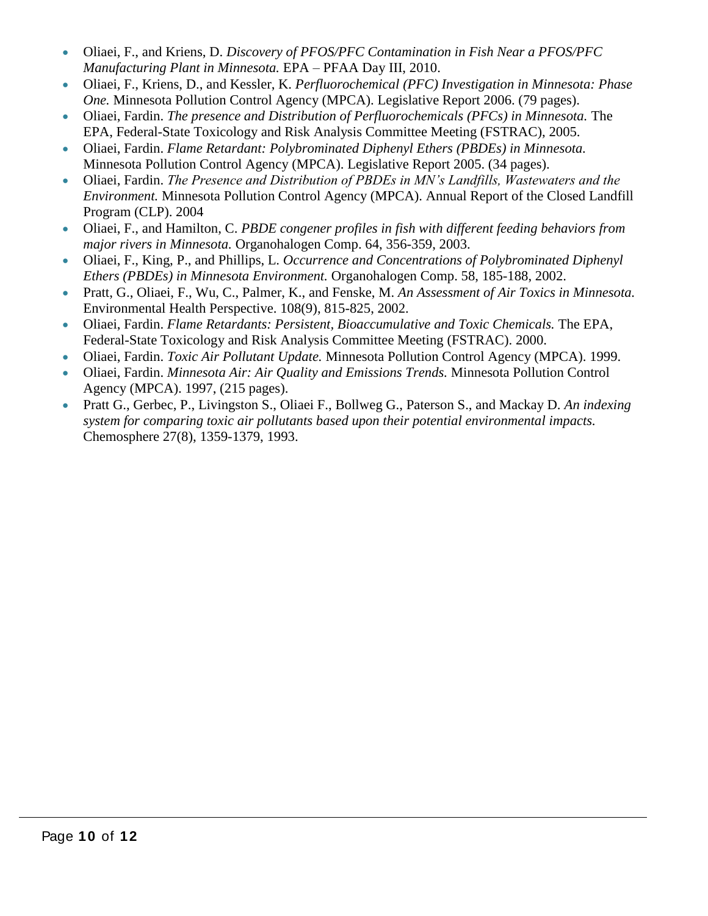- Oliaei, F., and Kriens, D. *Discovery of PFOS/PFC Contamination in Fish Near a PFOS/PFC Manufacturing Plant in Minnesota.* EPA – PFAA Day III, 2010.
- Oliaei, F., Kriens, D., and Kessler, K. *Perfluorochemical (PFC) Investigation in Minnesota: Phase One.* Minnesota Pollution Control Agency (MPCA). Legislative Report 2006. (79 pages).
- Oliaei, Fardin. *The presence and Distribution of Perfluorochemicals (PFCs) in Minnesota.* The EPA, Federal-State Toxicology and Risk Analysis Committee Meeting (FSTRAC), 2005.
- Oliaei, Fardin. *Flame Retardant: Polybrominated Diphenyl Ethers (PBDEs) in Minnesota.* Minnesota Pollution Control Agency (MPCA). Legislative Report 2005. (34 pages).
- Oliaei, Fardin. *The Presence and Distribution of PBDEs in MN's Landfills, Wastewaters and the Environment.* Minnesota Pollution Control Agency (MPCA). Annual Report of the Closed Landfill Program (CLP). 2004
- Oliaei, F., and Hamilton, C. *PBDE congener profiles in fish with different feeding behaviors from major rivers in Minnesota.* Organohalogen Comp. 64, 356-359, 2003.
- Oliaei, F., King, P., and Phillips, L. *Occurrence and Concentrations of Polybrominated Diphenyl Ethers (PBDEs) in Minnesota Environment.* Organohalogen Comp. 58, 185-188, 2002.
- Pratt, G., Oliaei, F., Wu, C., Palmer, K., and Fenske, M. *An Assessment of Air Toxics in Minnesota.* Environmental Health Perspective. 108(9), 815-825, 2002.
- Oliaei, Fardin. *Flame Retardants: Persistent, Bioaccumulative and Toxic Chemicals.* The EPA, Federal-State Toxicology and Risk Analysis Committee Meeting (FSTRAC). 2000.
- Oliaei, Fardin. *Toxic Air Pollutant Update.* Minnesota Pollution Control Agency (MPCA). 1999.
- Oliaei, Fardin. *Minnesota Air: Air Quality and Emissions Trends.* Minnesota Pollution Control Agency (MPCA). 1997, (215 pages).
- Pratt G., Gerbec, P., Livingston S., Oliaei F., Bollweg G., Paterson S., and Mackay D. *An indexing system for comparing toxic air pollutants based upon their potential environmental impacts.* Chemosphere 27(8), 1359-1379, 1993.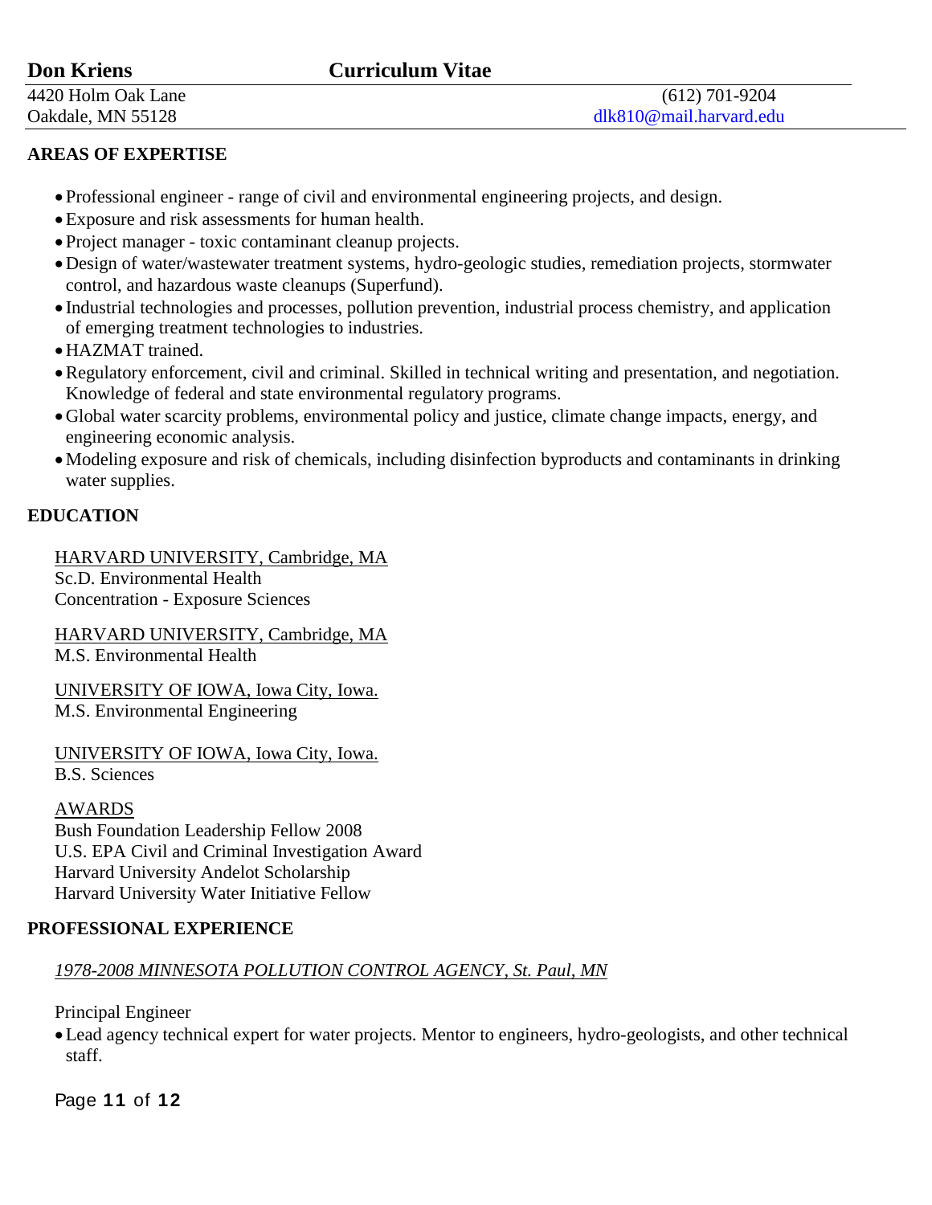**Don Kriens** **Curriculum Vitae**

4420 Holm Oak Lane
Oakdale, MN 55128

(612) 701-9204
dlk810@mail.harvard.edu

## AREAS OF EXPERTISE

- Professional engineer - range of civil and environmental engineering projects, and design.
- Exposure and risk assessments for human health.
- Project manager - toxic contaminant cleanup projects.
- Design of water/wastewater treatment systems, hydro-geologic studies, remediation projects, stormwater control, and hazardous waste cleanups (Superfund).
- Industrial technologies and processes, pollution prevention, industrial process chemistry, and application of emerging treatment technologies to industries.
- HAZMAT trained.
- Regulatory enforcement, civil and criminal. Skilled in technical writing and presentation, and negotiation. Knowledge of federal and state environmental regulatory programs.
- Global water scarcity problems, environmental policy and justice, climate change impacts, energy, and engineering economic analysis.
- Modeling exposure and risk of chemicals, including disinfection byproducts and contaminants in drinking water supplies.

## EDUCATION

HARVARD UNIVERSITY, Cambridge, MA
Sc.D. Environmental Health
Concentration - Exposure Sciences

HARVARD UNIVERSITY, Cambridge, MA
M.S. Environmental Health

UNIVERSITY OF IOWA, Iowa City, Iowa.
M.S. Environmental Engineering

UNIVERSITY OF IOWA, Iowa City, Iowa.
B.S. Sciences

AWARDS
Bush Foundation Leadership Fellow 2008
U.S. EPA Civil and Criminal Investigation Award
Harvard University Andelot Scholarship
Harvard University Water Initiative Fellow

## PROFESSIONAL EXPERIENCE

*1978-2008 MINNESOTA POLLUTION CONTROL AGENCY, St. Paul, MN*

Principal Engineer

- Lead agency technical expert for water projects. Mentor to engineers, hydro-geologists, and other technical staff.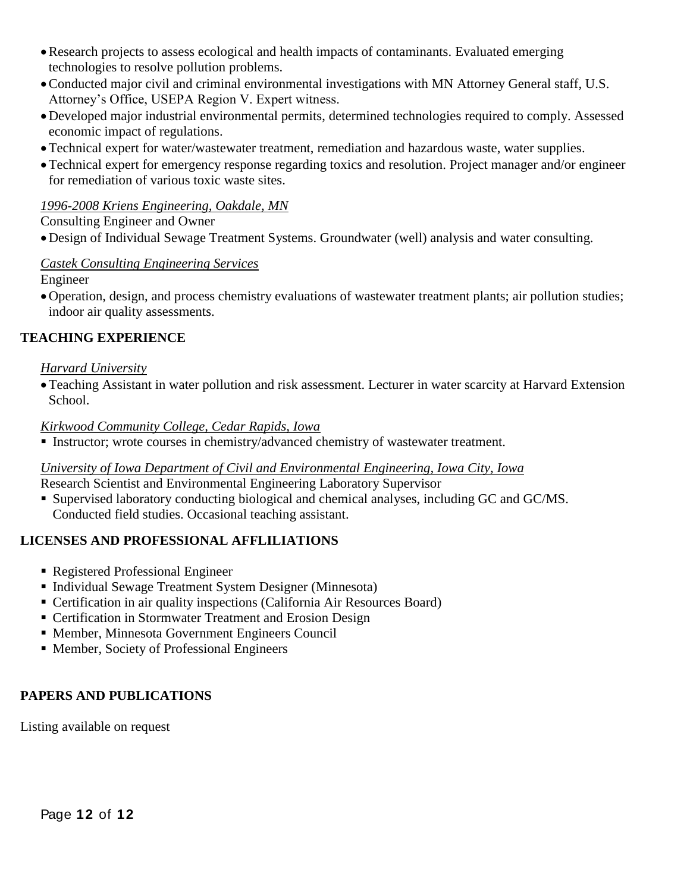- Research projects to assess ecological and health impacts of contaminants. Evaluated emerging technologies to resolve pollution problems.
- Conducted major civil and criminal environmental investigations with MN Attorney General staff, U.S. Attorney's Office, USEPA Region V. Expert witness.
- Developed major industrial environmental permits, determined technologies required to comply. Assessed economic impact of regulations.
- Technical expert for water/wastewater treatment, remediation and hazardous waste, water supplies.
- Technical expert for emergency response regarding toxics and resolution. Project manager and/or engineer for remediation of various toxic waste sites.

*1996-2008 Kriens Engineering, Oakdale, MN*

Consulting Engineer and Owner

- Design of Individual Sewage Treatment Systems. Groundwater (well) analysis and water consulting.

*Castek Consulting Engineering Services*

Engineer

- Operation, design, and process chemistry evaluations of wastewater treatment plants; air pollution studies; indoor air quality assessments.

## TEACHING EXPERIENCE

*Harvard University*

- Teaching Assistant in water pollution and risk assessment. Lecturer in water scarcity at Harvard Extension School.

*Kirkwood Community College, Cedar Rapids, Iowa*

- Instructor; wrote courses in chemistry/advanced chemistry of wastewater treatment.

*University of Iowa Department of Civil and Environmental Engineering, Iowa City, Iowa*

Research Scientist and Environmental Engineering Laboratory Supervisor

- Supervised laboratory conducting biological and chemical analyses, including GC and GC/MS. Conducted field studies. Occasional teaching assistant.

## LICENSES AND PROFESSIONAL AFFLILIATIONS

- Registered Professional Engineer
- Individual Sewage Treatment System Designer (Minnesota)
- Certification in air quality inspections (California Air Resources Board)
- Certification in Stormwater Treatment and Erosion Design
- Member, Minnesota Government Engineers Council
- Member, Society of Professional Engineers

## PAPERS AND PUBLICATIONS

Listing available on request